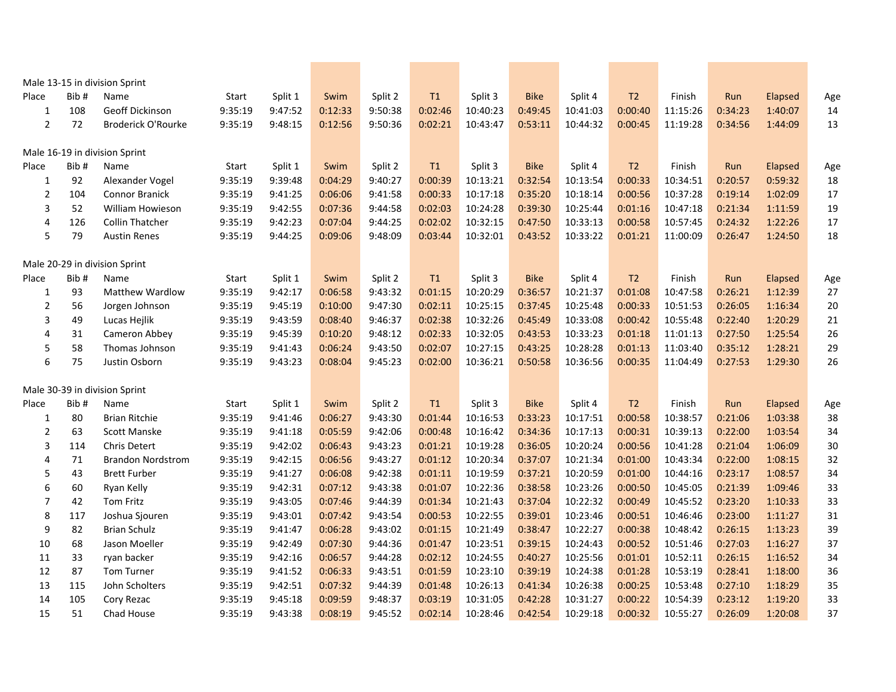Male 13-15 in division Sprint

| Place | Bib # | Name | Start | Split 1 | Swim | Split 2 | T1 | Split 3 | Bike | Split 4 | T2 | Finish | Run | Elapsed | Age |
|---|---|---|---|---|---|---|---|---|---|---|---|---|---|---|---|
| 1 | 108 | Geoff Dickinson | 9:35:19 | 9:47:52 | 0:12:33 | 9:50:38 | 0:02:46 | 10:40:23 | 0:49:45 | 10:41:03 | 0:00:40 | 11:15:26 | 0:34:23 | 1:40:07 | 14 |
| 2 | 72 | Broderick O'Rourke | 9:35:19 | 9:48:15 | 0:12:56 | 9:50:36 | 0:02:21 | 10:43:47 | 0:53:11 | 10:44:32 | 0:00:45 | 11:19:28 | 0:34:56 | 1:44:09 | 13 |

Male 16-19 in division Sprint

| Place | Bib # | Name | Start | Split 1 | Swim | Split 2 | T1 | Split 3 | Bike | Split 4 | T2 | Finish | Run | Elapsed | Age |
|---|---|---|---|---|---|---|---|---|---|---|---|---|---|---|---|
| 1 | 92 | Alexander Vogel | 9:35:19 | 9:39:48 | 0:04:29 | 9:40:27 | 0:00:39 | 10:13:21 | 0:32:54 | 10:13:54 | 0:00:33 | 10:34:51 | 0:20:57 | 0:59:32 | 18 |
| 2 | 104 | Connor Branick | 9:35:19 | 9:41:25 | 0:06:06 | 9:41:58 | 0:00:33 | 10:17:18 | 0:35:20 | 10:18:14 | 0:00:56 | 10:37:28 | 0:19:14 | 1:02:09 | 17 |
| 3 | 52 | William Howieson | 9:35:19 | 9:42:55 | 0:07:36 | 9:44:58 | 0:02:03 | 10:24:28 | 0:39:30 | 10:25:44 | 0:01:16 | 10:47:18 | 0:21:34 | 1:11:59 | 19 |
| 4 | 126 | Collin Thatcher | 9:35:19 | 9:42:23 | 0:07:04 | 9:44:25 | 0:02:02 | 10:32:15 | 0:47:50 | 10:33:13 | 0:00:58 | 10:57:45 | 0:24:32 | 1:22:26 | 17 |
| 5 | 79 | Austin Renes | 9:35:19 | 9:44:25 | 0:09:06 | 9:48:09 | 0:03:44 | 10:32:01 | 0:43:52 | 10:33:22 | 0:01:21 | 11:00:09 | 0:26:47 | 1:24:50 | 18 |

Male 20-29 in division Sprint

| Place | Bib # | Name | Start | Split 1 | Swim | Split 2 | T1 | Split 3 | Bike | Split 4 | T2 | Finish | Run | Elapsed | Age |
|---|---|---|---|---|---|---|---|---|---|---|---|---|---|---|---|
| 1 | 93 | Matthew Wardlow | 9:35:19 | 9:42:17 | 0:06:58 | 9:43:32 | 0:01:15 | 10:20:29 | 0:36:57 | 10:21:37 | 0:01:08 | 10:47:58 | 0:26:21 | 1:12:39 | 27 |
| 2 | 56 | Jorgen Johnson | 9:35:19 | 9:45:19 | 0:10:00 | 9:47:30 | 0:02:11 | 10:25:15 | 0:37:45 | 10:25:48 | 0:00:33 | 10:51:53 | 0:26:05 | 1:16:34 | 20 |
| 3 | 49 | Lucas Hejlik | 9:35:19 | 9:43:59 | 0:08:40 | 9:46:37 | 0:02:38 | 10:32:26 | 0:45:49 | 10:33:08 | 0:00:42 | 10:55:48 | 0:22:40 | 1:20:29 | 21 |
| 4 | 31 | Cameron Abbey | 9:35:19 | 9:45:39 | 0:10:20 | 9:48:12 | 0:02:33 | 10:32:05 | 0:43:53 | 10:33:23 | 0:01:18 | 11:01:13 | 0:27:50 | 1:25:54 | 26 |
| 5 | 58 | Thomas Johnson | 9:35:19 | 9:41:43 | 0:06:24 | 9:43:50 | 0:02:07 | 10:27:15 | 0:43:25 | 10:28:28 | 0:01:13 | 11:03:40 | 0:35:12 | 1:28:21 | 29 |
| 6 | 75 | Justin Osborn | 9:35:19 | 9:43:23 | 0:08:04 | 9:45:23 | 0:02:00 | 10:36:21 | 0:50:58 | 10:36:56 | 0:00:35 | 11:04:49 | 0:27:53 | 1:29:30 | 26 |

Male 30-39 in division Sprint

| Place | Bib # | Name | Start | Split 1 | Swim | Split 2 | T1 | Split 3 | Bike | Split 4 | T2 | Finish | Run | Elapsed | Age |
|---|---|---|---|---|---|---|---|---|---|---|---|---|---|---|---|
| 1 | 80 | Brian Ritchie | 9:35:19 | 9:41:46 | 0:06:27 | 9:43:30 | 0:01:44 | 10:16:53 | 0:33:23 | 10:17:51 | 0:00:58 | 10:38:57 | 0:21:06 | 1:03:38 | 38 |
| 2 | 63 | Scott Manske | 9:35:19 | 9:41:18 | 0:05:59 | 9:42:06 | 0:00:48 | 10:16:42 | 0:34:36 | 10:17:13 | 0:00:31 | 10:39:13 | 0:22:00 | 1:03:54 | 34 |
| 3 | 114 | Chris Detert | 9:35:19 | 9:42:02 | 0:06:43 | 9:43:23 | 0:01:21 | 10:19:28 | 0:36:05 | 10:20:24 | 0:00:56 | 10:41:28 | 0:21:04 | 1:06:09 | 30 |
| 4 | 71 | Brandon Nordstrom | 9:35:19 | 9:42:15 | 0:06:56 | 9:43:27 | 0:01:12 | 10:20:34 | 0:37:07 | 10:21:34 | 0:01:00 | 10:43:34 | 0:22:00 | 1:08:15 | 32 |
| 5 | 43 | Brett Furber | 9:35:19 | 9:41:27 | 0:06:08 | 9:42:38 | 0:01:11 | 10:19:59 | 0:37:21 | 10:20:59 | 0:01:00 | 10:44:16 | 0:23:17 | 1:08:57 | 34 |
| 6 | 60 | Ryan Kelly | 9:35:19 | 9:42:31 | 0:07:12 | 9:43:38 | 0:01:07 | 10:22:36 | 0:38:58 | 10:23:26 | 0:00:50 | 10:45:05 | 0:21:39 | 1:09:46 | 33 |
| 7 | 42 | Tom Fritz | 9:35:19 | 9:43:05 | 0:07:46 | 9:44:39 | 0:01:34 | 10:21:43 | 0:37:04 | 10:22:32 | 0:00:49 | 10:45:52 | 0:23:20 | 1:10:33 | 33 |
| 8 | 117 | Joshua Sjouren | 9:35:19 | 9:43:01 | 0:07:42 | 9:43:54 | 0:00:53 | 10:22:55 | 0:39:01 | 10:23:46 | 0:00:51 | 10:46:46 | 0:23:00 | 1:11:27 | 31 |
| 9 | 82 | Brian Schulz | 9:35:19 | 9:41:47 | 0:06:28 | 9:43:02 | 0:01:15 | 10:21:49 | 0:38:47 | 10:22:27 | 0:00:38 | 10:48:42 | 0:26:15 | 1:13:23 | 39 |
| 10 | 68 | Jason Moeller | 9:35:19 | 9:42:49 | 0:07:30 | 9:44:36 | 0:01:47 | 10:23:51 | 0:39:15 | 10:24:43 | 0:00:52 | 10:51:46 | 0:27:03 | 1:16:27 | 37 |
| 11 | 33 | ryan backer | 9:35:19 | 9:42:16 | 0:06:57 | 9:44:28 | 0:02:12 | 10:24:55 | 0:40:27 | 10:25:56 | 0:01:01 | 10:52:11 | 0:26:15 | 1:16:52 | 34 |
| 12 | 87 | Tom Turner | 9:35:19 | 9:41:52 | 0:06:33 | 9:43:51 | 0:01:59 | 10:23:10 | 0:39:19 | 10:24:38 | 0:01:28 | 10:53:19 | 0:28:41 | 1:18:00 | 36 |
| 13 | 115 | John Scholters | 9:35:19 | 9:42:51 | 0:07:32 | 9:44:39 | 0:01:48 | 10:26:13 | 0:41:34 | 10:26:38 | 0:00:25 | 10:53:48 | 0:27:10 | 1:18:29 | 35 |
| 14 | 105 | Cory Rezac | 9:35:19 | 9:45:18 | 0:09:59 | 9:48:37 | 0:03:19 | 10:31:05 | 0:42:28 | 10:31:27 | 0:00:22 | 10:54:39 | 0:23:12 | 1:19:20 | 33 |
| 15 | 51 | Chad House | 9:35:19 | 9:43:38 | 0:08:19 | 9:45:52 | 0:02:14 | 10:28:46 | 0:42:54 | 10:29:18 | 0:00:32 | 10:55:27 | 0:26:09 | 1:20:08 | 37 |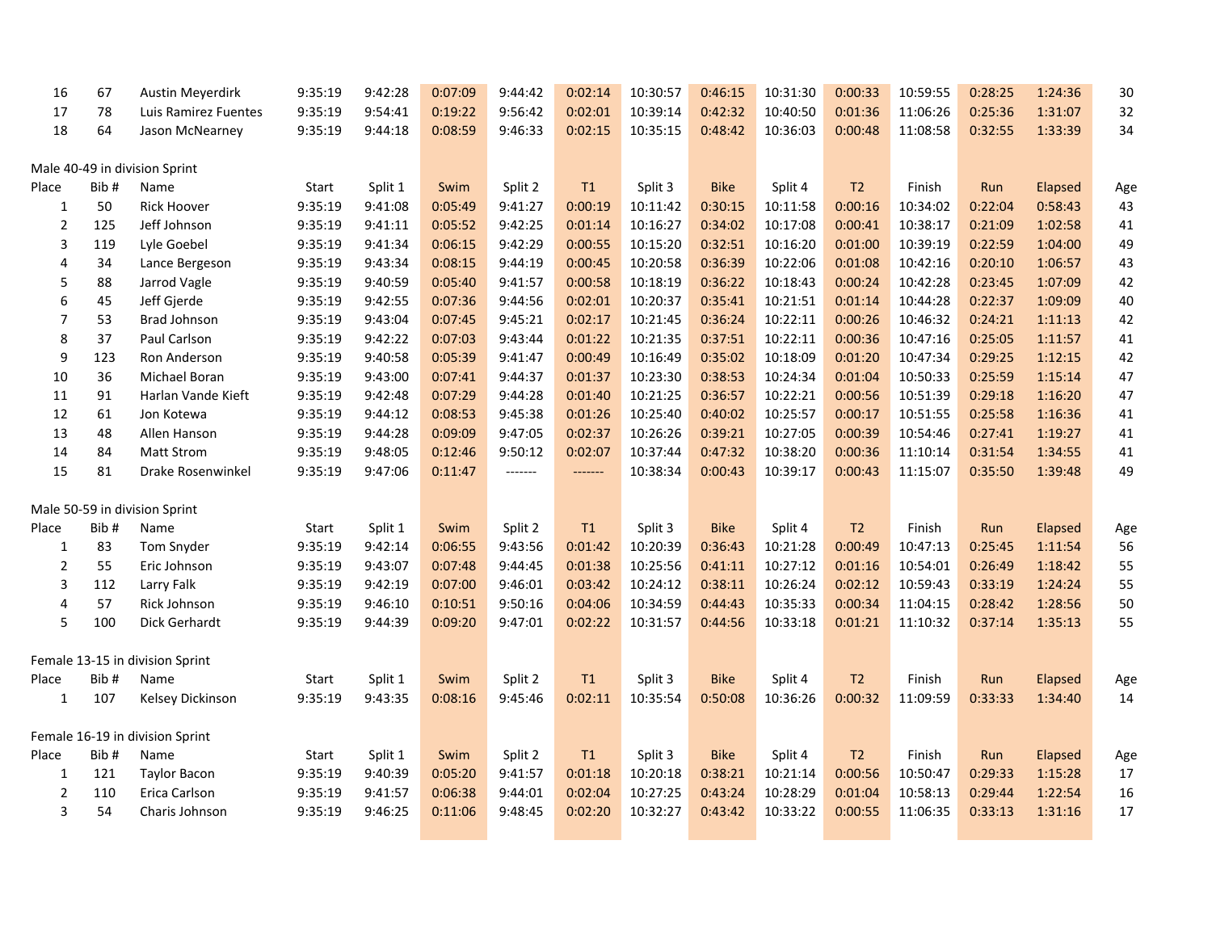| Place | Bib # | Name | Start | Split 1 | Swim | Split 2 | T1 | Split 3 | Bike | Split 4 | T2 | Finish | Run | Elapsed | Age |
|---|---|---|---|---|---|---|---|---|---|---|---|---|---|---|---|
| 16 | 67 | Austin Meyerdirk | 9:35:19 | 9:42:28 | 0:07:09 | 9:44:42 | 0:02:14 | 10:30:57 | 0:46:15 | 10:31:30 | 0:00:33 | 10:59:55 | 0:28:25 | 1:24:36 | 30 |
| 17 | 78 | Luis Ramirez Fuentes | 9:35:19 | 9:54:41 | 0:19:22 | 9:56:42 | 0:02:01 | 10:39:14 | 0:42:32 | 10:40:50 | 0:01:36 | 11:06:26 | 0:25:36 | 1:31:07 | 32 |
| 18 | 64 | Jason McNearney | 9:35:19 | 9:44:18 | 0:08:59 | 9:46:33 | 0:02:15 | 10:35:15 | 0:48:42 | 10:36:03 | 0:00:48 | 11:08:58 | 0:32:55 | 1:33:39 | 34 |

Male 40-49 in division Sprint

| Place | Bib # | Name | Start | Split 1 | Swim | Split 2 | T1 | Split 3 | Bike | Split 4 | T2 | Finish | Run | Elapsed | Age |
|---|---|---|---|---|---|---|---|---|---|---|---|---|---|---|---|
| 1 | 50 | Rick Hoover | 9:35:19 | 9:41:08 | 0:05:49 | 9:41:27 | 0:00:19 | 10:11:42 | 0:30:15 | 10:11:58 | 0:00:16 | 10:34:02 | 0:22:04 | 0:58:43 | 43 |
| 2 | 125 | Jeff Johnson | 9:35:19 | 9:41:11 | 0:05:52 | 9:42:25 | 0:01:14 | 10:16:27 | 0:34:02 | 10:17:08 | 0:00:41 | 10:38:17 | 0:21:09 | 1:02:58 | 41 |
| 3 | 119 | Lyle Goebel | 9:35:19 | 9:41:34 | 0:06:15 | 9:42:29 | 0:00:55 | 10:15:20 | 0:32:51 | 10:16:20 | 0:01:00 | 10:39:19 | 0:22:59 | 1:04:00 | 49 |
| 4 | 34 | Lance Bergeson | 9:35:19 | 9:43:34 | 0:08:15 | 9:44:19 | 0:00:45 | 10:20:58 | 0:36:39 | 10:22:06 | 0:01:08 | 10:42:16 | 0:20:10 | 1:06:57 | 43 |
| 5 | 88 | Jarrod Vagle | 9:35:19 | 9:40:59 | 0:05:40 | 9:41:57 | 0:00:58 | 10:18:19 | 0:36:22 | 10:18:43 | 0:00:24 | 10:42:28 | 0:23:45 | 1:07:09 | 42 |
| 6 | 45 | Jeff Gjerde | 9:35:19 | 9:42:55 | 0:07:36 | 9:44:56 | 0:02:01 | 10:20:37 | 0:35:41 | 10:21:51 | 0:01:14 | 10:44:28 | 0:22:37 | 1:09:09 | 40 |
| 7 | 53 | Brad Johnson | 9:35:19 | 9:43:04 | 0:07:45 | 9:45:21 | 0:02:17 | 10:21:45 | 0:36:24 | 10:22:11 | 0:00:26 | 10:46:32 | 0:24:21 | 1:11:13 | 42 |
| 8 | 37 | Paul Carlson | 9:35:19 | 9:42:22 | 0:07:03 | 9:43:44 | 0:01:22 | 10:21:35 | 0:37:51 | 10:22:11 | 0:00:36 | 10:47:16 | 0:25:05 | 1:11:57 | 41 |
| 9 | 123 | Ron Anderson | 9:35:19 | 9:40:58 | 0:05:39 | 9:41:47 | 0:00:49 | 10:16:49 | 0:35:02 | 10:18:09 | 0:01:20 | 10:47:34 | 0:29:25 | 1:12:15 | 42 |
| 10 | 36 | Michael Boran | 9:35:19 | 9:43:00 | 0:07:41 | 9:44:37 | 0:01:37 | 10:23:30 | 0:38:53 | 10:24:34 | 0:01:04 | 10:50:33 | 0:25:59 | 1:15:14 | 47 |
| 11 | 91 | Harlan Vande Kieft | 9:35:19 | 9:42:48 | 0:07:29 | 9:44:28 | 0:01:40 | 10:21:25 | 0:36:57 | 10:22:21 | 0:00:56 | 10:51:39 | 0:29:18 | 1:16:20 | 47 |
| 12 | 61 | Jon Kotewa | 9:35:19 | 9:44:12 | 0:08:53 | 9:45:38 | 0:01:26 | 10:25:40 | 0:40:02 | 10:25:57 | 0:00:17 | 10:51:55 | 0:25:58 | 1:16:36 | 41 |
| 13 | 48 | Allen Hanson | 9:35:19 | 9:44:28 | 0:09:09 | 9:47:05 | 0:02:37 | 10:26:26 | 0:39:21 | 10:27:05 | 0:00:39 | 10:54:46 | 0:27:41 | 1:19:27 | 41 |
| 14 | 84 | Matt Strom | 9:35:19 | 9:48:05 | 0:12:46 | 9:50:12 | 0:02:07 | 10:37:44 | 0:47:32 | 10:38:20 | 0:00:36 | 11:10:14 | 0:31:54 | 1:34:55 | 41 |
| 15 | 81 | Drake Rosenwinkel | 9:35:19 | 9:47:06 | 0:11:47 | ------- | ------- | 10:38:34 | 0:00:43 | 10:39:17 | 0:00:43 | 11:15:07 | 0:35:50 | 1:39:48 | 49 |

Male 50-59 in division Sprint

| Place | Bib # | Name | Start | Split 1 | Swim | Split 2 | T1 | Split 3 | Bike | Split 4 | T2 | Finish | Run | Elapsed | Age |
|---|---|---|---|---|---|---|---|---|---|---|---|---|---|---|---|
| 1 | 83 | Tom Snyder | 9:35:19 | 9:42:14 | 0:06:55 | 9:43:56 | 0:01:42 | 10:20:39 | 0:36:43 | 10:21:28 | 0:00:49 | 10:47:13 | 0:25:45 | 1:11:54 | 56 |
| 2 | 55 | Eric Johnson | 9:35:19 | 9:43:07 | 0:07:48 | 9:44:45 | 0:01:38 | 10:25:56 | 0:41:11 | 10:27:12 | 0:01:16 | 10:54:01 | 0:26:49 | 1:18:42 | 55 |
| 3 | 112 | Larry Falk | 9:35:19 | 9:42:19 | 0:07:00 | 9:46:01 | 0:03:42 | 10:24:12 | 0:38:11 | 10:26:24 | 0:02:12 | 10:59:43 | 0:33:19 | 1:24:24 | 55 |
| 4 | 57 | Rick Johnson | 9:35:19 | 9:46:10 | 0:10:51 | 9:50:16 | 0:04:06 | 10:34:59 | 0:44:43 | 10:35:33 | 0:00:34 | 11:04:15 | 0:28:42 | 1:28:56 | 50 |
| 5 | 100 | Dick Gerhardt | 9:35:19 | 9:44:39 | 0:09:20 | 9:47:01 | 0:02:22 | 10:31:57 | 0:44:56 | 10:33:18 | 0:01:21 | 11:10:32 | 0:37:14 | 1:35:13 | 55 |

Female 13-15 in division Sprint

| Place | Bib # | Name | Start | Split 1 | Swim | Split 2 | T1 | Split 3 | Bike | Split 4 | T2 | Finish | Run | Elapsed | Age |
|---|---|---|---|---|---|---|---|---|---|---|---|---|---|---|---|
| 1 | 107 | Kelsey Dickinson | 9:35:19 | 9:43:35 | 0:08:16 | 9:45:46 | 0:02:11 | 10:35:54 | 0:50:08 | 10:36:26 | 0:00:32 | 11:09:59 | 0:33:33 | 1:34:40 | 14 |

Female 16-19 in division Sprint

| Place | Bib # | Name | Start | Split 1 | Swim | Split 2 | T1 | Split 3 | Bike | Split 4 | T2 | Finish | Run | Elapsed | Age |
|---|---|---|---|---|---|---|---|---|---|---|---|---|---|---|---|
| 1 | 121 | Taylor Bacon | 9:35:19 | 9:40:39 | 0:05:20 | 9:41:57 | 0:01:18 | 10:20:18 | 0:38:21 | 10:21:14 | 0:00:56 | 10:50:47 | 0:29:33 | 1:15:28 | 17 |
| 2 | 110 | Erica Carlson | 9:35:19 | 9:41:57 | 0:06:38 | 9:44:01 | 0:02:04 | 10:27:25 | 0:43:24 | 10:28:29 | 0:01:04 | 10:58:13 | 0:29:44 | 1:22:54 | 16 |
| 3 | 54 | Charis Johnson | 9:35:19 | 9:46:25 | 0:11:06 | 9:48:45 | 0:02:20 | 10:32:27 | 0:43:42 | 10:33:22 | 0:00:55 | 11:06:35 | 0:33:13 | 1:31:16 | 17 |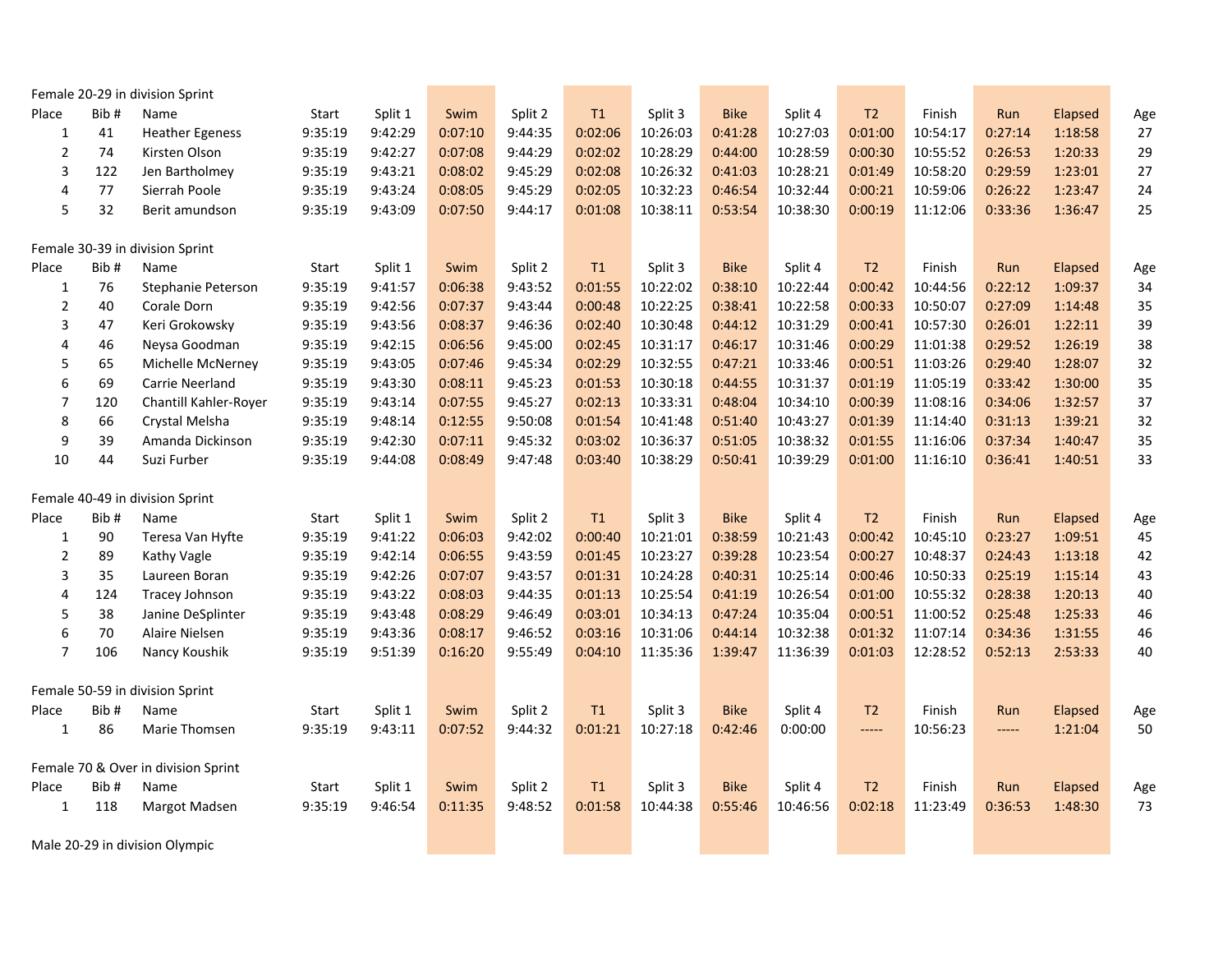Female 20-29 in division Sprint

| Place | Bib # | Name | Start | Split 1 | Swim | Split 2 | T1 | Split 3 | Bike | Split 4 | T2 | Finish | Run | Elapsed | Age |
|---|---|---|---|---|---|---|---|---|---|---|---|---|---|---|---|
| 1 | 41 | Heather Egeness | 9:35:19 | 9:42:29 | 0:07:10 | 9:44:35 | 0:02:06 | 10:26:03 | 0:41:28 | 10:27:03 | 0:01:00 | 10:54:17 | 0:27:14 | 1:18:58 | 27 |
| 2 | 74 | Kirsten Olson | 9:35:19 | 9:42:27 | 0:07:08 | 9:44:29 | 0:02:02 | 10:28:29 | 0:44:00 | 10:28:59 | 0:00:30 | 10:55:52 | 0:26:53 | 1:20:33 | 29 |
| 3 | 122 | Jen Bartholmey | 9:35:19 | 9:43:21 | 0:08:02 | 9:45:29 | 0:02:08 | 10:26:32 | 0:41:03 | 10:28:21 | 0:01:49 | 10:58:20 | 0:29:59 | 1:23:01 | 27 |
| 4 | 77 | Sierrah Poole | 9:35:19 | 9:43:24 | 0:08:05 | 9:45:29 | 0:02:05 | 10:32:23 | 0:46:54 | 10:32:44 | 0:00:21 | 10:59:06 | 0:26:22 | 1:23:47 | 24 |
| 5 | 32 | Berit amundson | 9:35:19 | 9:43:09 | 0:07:50 | 9:44:17 | 0:01:08 | 10:38:11 | 0:53:54 | 10:38:30 | 0:00:19 | 11:12:06 | 0:33:36 | 1:36:47 | 25 |

Female 30-39 in division Sprint

| Place | Bib # | Name | Start | Split 1 | Swim | Split 2 | T1 | Split 3 | Bike | Split 4 | T2 | Finish | Run | Elapsed | Age |
|---|---|---|---|---|---|---|---|---|---|---|---|---|---|---|---|
| 1 | 76 | Stephanie Peterson | 9:35:19 | 9:41:57 | 0:06:38 | 9:43:52 | 0:01:55 | 10:22:02 | 0:38:10 | 10:22:44 | 0:00:42 | 10:44:56 | 0:22:12 | 1:09:37 | 34 |
| 2 | 40 | Corale Dorn | 9:35:19 | 9:42:56 | 0:07:37 | 9:43:44 | 0:00:48 | 10:22:25 | 0:38:41 | 10:22:58 | 0:00:33 | 10:50:07 | 0:27:09 | 1:14:48 | 35 |
| 3 | 47 | Keri Grokowsky | 9:35:19 | 9:43:56 | 0:08:37 | 9:46:36 | 0:02:40 | 10:30:48 | 0:44:12 | 10:31:29 | 0:00:41 | 10:57:30 | 0:26:01 | 1:22:11 | 39 |
| 4 | 46 | Neysa Goodman | 9:35:19 | 9:42:15 | 0:06:56 | 9:45:00 | 0:02:45 | 10:31:17 | 0:46:17 | 10:31:46 | 0:00:29 | 11:01:38 | 0:29:52 | 1:26:19 | 38 |
| 5 | 65 | Michelle McNerney | 9:35:19 | 9:43:05 | 0:07:46 | 9:45:34 | 0:02:29 | 10:32:55 | 0:47:21 | 10:33:46 | 0:00:51 | 11:03:26 | 0:29:40 | 1:28:07 | 32 |
| 6 | 69 | Carrie Neerland | 9:35:19 | 9:43:30 | 0:08:11 | 9:45:23 | 0:01:53 | 10:30:18 | 0:44:55 | 10:31:37 | 0:01:19 | 11:05:19 | 0:33:42 | 1:30:00 | 35 |
| 7 | 120 | Chantill Kahler-Royer | 9:35:19 | 9:43:14 | 0:07:55 | 9:45:27 | 0:02:13 | 10:33:31 | 0:48:04 | 10:34:10 | 0:00:39 | 11:08:16 | 0:34:06 | 1:32:57 | 37 |
| 8 | 66 | Crystal Melsha | 9:35:19 | 9:48:14 | 0:12:55 | 9:50:08 | 0:01:54 | 10:41:48 | 0:51:40 | 10:43:27 | 0:01:39 | 11:14:40 | 0:31:13 | 1:39:21 | 32 |
| 9 | 39 | Amanda Dickinson | 9:35:19 | 9:42:30 | 0:07:11 | 9:45:32 | 0:03:02 | 10:36:37 | 0:51:05 | 10:38:32 | 0:01:55 | 11:16:06 | 0:37:34 | 1:40:47 | 35 |
| 10 | 44 | Suzi Furber | 9:35:19 | 9:44:08 | 0:08:49 | 9:47:48 | 0:03:40 | 10:38:29 | 0:50:41 | 10:39:29 | 0:01:00 | 11:16:10 | 0:36:41 | 1:40:51 | 33 |

Female 40-49 in division Sprint

| Place | Bib # | Name | Start | Split 1 | Swim | Split 2 | T1 | Split 3 | Bike | Split 4 | T2 | Finish | Run | Elapsed | Age |
|---|---|---|---|---|---|---|---|---|---|---|---|---|---|---|---|
| 1 | 90 | Teresa Van Hyfte | 9:35:19 | 9:41:22 | 0:06:03 | 9:42:02 | 0:00:40 | 10:21:01 | 0:38:59 | 10:21:43 | 0:00:42 | 10:45:10 | 0:23:27 | 1:09:51 | 45 |
| 2 | 89 | Kathy Vagle | 9:35:19 | 9:42:14 | 0:06:55 | 9:43:59 | 0:01:45 | 10:23:27 | 0:39:28 | 10:23:54 | 0:00:27 | 10:48:37 | 0:24:43 | 1:13:18 | 42 |
| 3 | 35 | Laureen Boran | 9:35:19 | 9:42:26 | 0:07:07 | 9:43:57 | 0:01:31 | 10:24:28 | 0:40:31 | 10:25:14 | 0:00:46 | 10:50:33 | 0:25:19 | 1:15:14 | 43 |
| 4 | 124 | Tracey Johnson | 9:35:19 | 9:43:22 | 0:08:03 | 9:44:35 | 0:01:13 | 10:25:54 | 0:41:19 | 10:26:54 | 0:01:00 | 10:55:32 | 0:28:38 | 1:20:13 | 40 |
| 5 | 38 | Janine DeSplinter | 9:35:19 | 9:43:48 | 0:08:29 | 9:46:49 | 0:03:01 | 10:34:13 | 0:47:24 | 10:35:04 | 0:00:51 | 11:00:52 | 0:25:48 | 1:25:33 | 46 |
| 6 | 70 | Alaire Nielsen | 9:35:19 | 9:43:36 | 0:08:17 | 9:46:52 | 0:03:16 | 10:31:06 | 0:44:14 | 10:32:38 | 0:01:32 | 11:07:14 | 0:34:36 | 1:31:55 | 46 |
| 7 | 106 | Nancy Koushik | 9:35:19 | 9:51:39 | 0:16:20 | 9:55:49 | 0:04:10 | 11:35:36 | 1:39:47 | 11:36:39 | 0:01:03 | 12:28:52 | 0:52:13 | 2:53:33 | 40 |

Female 50-59 in division Sprint

| Place | Bib # | Name | Start | Split 1 | Swim | Split 2 | T1 | Split 3 | Bike | Split 4 | T2 | Finish | Run | Elapsed | Age |
|---|---|---|---|---|---|---|---|---|---|---|---|---|---|---|---|
| 1 | 86 | Marie Thomsen | 9:35:19 | 9:43:11 | 0:07:52 | 9:44:32 | 0:01:21 | 10:27:18 | 0:42:46 | 0:00:00 | ----- | 10:56:23 | ----- | 1:21:04 | 50 |

Female 70 & Over in division Sprint

| Place | Bib # | Name | Start | Split 1 | Swim | Split 2 | T1 | Split 3 | Bike | Split 4 | T2 | Finish | Run | Elapsed | Age |
|---|---|---|---|---|---|---|---|---|---|---|---|---|---|---|---|
| 1 | 118 | Margot Madsen | 9:35:19 | 9:46:54 | 0:11:35 | 9:48:52 | 0:01:58 | 10:44:38 | 0:55:46 | 10:46:56 | 0:02:18 | 11:23:49 | 0:36:53 | 1:48:30 | 73 |

Male 20-29 in division Olympic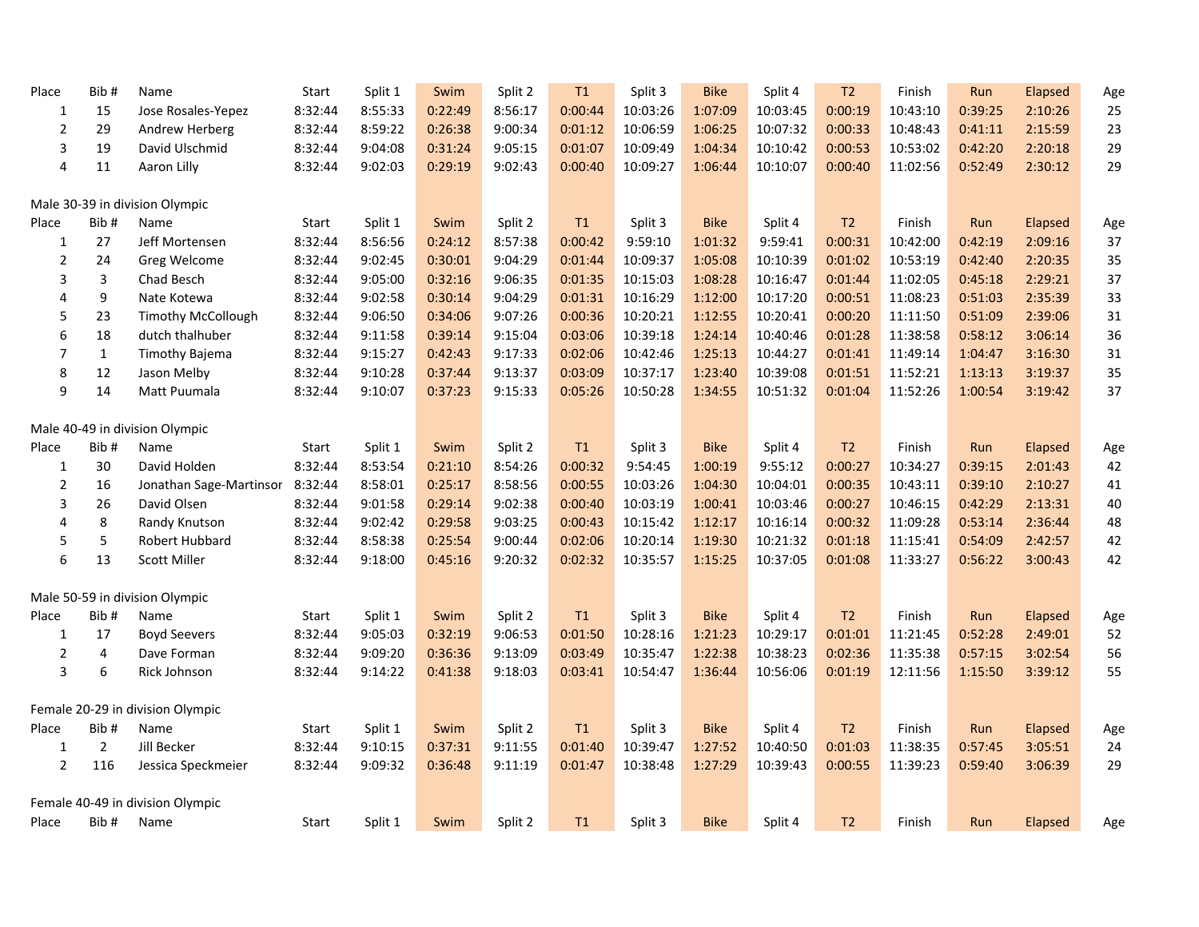| Place | Bib # | Name | Start | Split 1 | Swim | Split 2 | T1 | Split 3 | Bike | Split 4 | T2 | Finish | Run | Elapsed | Age |
|---|---|---|---|---|---|---|---|---|---|---|---|---|---|---|---|
| 1 | 15 | Jose Rosales-Yepez | 8:32:44 | 8:55:33 | 0:22:49 | 8:56:17 | 0:00:44 | 10:03:26 | 1:07:09 | 10:03:45 | 0:00:19 | 10:43:10 | 0:39:25 | 2:10:26 | 25 |
| 2 | 29 | Andrew Herberg | 8:32:44 | 8:59:22 | 0:26:38 | 9:00:34 | 0:01:12 | 10:06:59 | 1:06:25 | 10:07:32 | 0:00:33 | 10:48:43 | 0:41:11 | 2:15:59 | 23 |
| 3 | 19 | David Ulschmid | 8:32:44 | 9:04:08 | 0:31:24 | 9:05:15 | 0:01:07 | 10:09:49 | 1:04:34 | 10:10:42 | 0:00:53 | 10:53:02 | 0:42:20 | 2:20:18 | 29 |
| 4 | 11 | Aaron Lilly | 8:32:44 | 9:02:03 | 0:29:19 | 9:02:43 | 0:00:40 | 10:09:27 | 1:06:44 | 10:10:07 | 0:00:40 | 11:02:56 | 0:52:49 | 2:30:12 | 29 |

Male 30-39 in division Olympic

| Place | Bib # | Name | Start | Split 1 | Swim | Split 2 | T1 | Split 3 | Bike | Split 4 | T2 | Finish | Run | Elapsed | Age |
|---|---|---|---|---|---|---|---|---|---|---|---|---|---|---|---|
| 1 | 27 | Jeff Mortensen | 8:32:44 | 8:56:56 | 0:24:12 | 8:57:38 | 0:00:42 | 9:59:10 | 1:01:32 | 9:59:41 | 0:00:31 | 10:42:00 | 0:42:19 | 2:09:16 | 37 |
| 2 | 24 | Greg Welcome | 8:32:44 | 9:02:45 | 0:30:01 | 9:04:29 | 0:01:44 | 10:09:37 | 1:05:08 | 10:10:39 | 0:01:02 | 10:53:19 | 0:42:40 | 2:20:35 | 35 |
| 3 | 3 | Chad Besch | 8:32:44 | 9:05:00 | 0:32:16 | 9:06:35 | 0:01:35 | 10:15:03 | 1:08:28 | 10:16:47 | 0:01:44 | 11:02:05 | 0:45:18 | 2:29:21 | 37 |
| 4 | 9 | Nate Kotewa | 8:32:44 | 9:02:58 | 0:30:14 | 9:04:29 | 0:01:31 | 10:16:29 | 1:12:00 | 10:17:20 | 0:00:51 | 11:08:23 | 0:51:03 | 2:35:39 | 33 |
| 5 | 23 | Timothy McCollough | 8:32:44 | 9:06:50 | 0:34:06 | 9:07:26 | 0:00:36 | 10:20:21 | 1:12:55 | 10:20:41 | 0:00:20 | 11:11:50 | 0:51:09 | 2:39:06 | 31 |
| 6 | 18 | dutch thalhuber | 8:32:44 | 9:11:58 | 0:39:14 | 9:15:04 | 0:03:06 | 10:39:18 | 1:24:14 | 10:40:46 | 0:01:28 | 11:38:58 | 0:58:12 | 3:06:14 | 36 |
| 7 | 1 | Timothy Bajema | 8:32:44 | 9:15:27 | 0:42:43 | 9:17:33 | 0:02:06 | 10:42:46 | 1:25:13 | 10:44:27 | 0:01:41 | 11:49:14 | 1:04:47 | 3:16:30 | 31 |
| 8 | 12 | Jason Melby | 8:32:44 | 9:10:28 | 0:37:44 | 9:13:37 | 0:03:09 | 10:37:17 | 1:23:40 | 10:39:08 | 0:01:51 | 11:52:21 | 1:13:13 | 3:19:37 | 35 |
| 9 | 14 | Matt Puumala | 8:32:44 | 9:10:07 | 0:37:23 | 9:15:33 | 0:05:26 | 10:50:28 | 1:34:55 | 10:51:32 | 0:01:04 | 11:52:26 | 1:00:54 | 3:19:42 | 37 |

Male 40-49 in division Olympic

| Place | Bib # | Name | Start | Split 1 | Swim | Split 2 | T1 | Split 3 | Bike | Split 4 | T2 | Finish | Run | Elapsed | Age |
|---|---|---|---|---|---|---|---|---|---|---|---|---|---|---|---|
| 1 | 30 | David Holden | 8:32:44 | 8:53:54 | 0:21:10 | 8:54:26 | 0:00:32 | 9:54:45 | 1:00:19 | 9:55:12 | 0:00:27 | 10:34:27 | 0:39:15 | 2:01:43 | 42 |
| 2 | 16 | Jonathan Sage-Martinsor | 8:32:44 | 8:58:01 | 0:25:17 | 8:58:56 | 0:00:55 | 10:03:26 | 1:04:30 | 10:04:01 | 0:00:35 | 10:43:11 | 0:39:10 | 2:10:27 | 41 |
| 3 | 26 | David Olsen | 8:32:44 | 9:01:58 | 0:29:14 | 9:02:38 | 0:00:40 | 10:03:19 | 1:00:41 | 10:03:46 | 0:00:27 | 10:46:15 | 0:42:29 | 2:13:31 | 40 |
| 4 | 8 | Randy Knutson | 8:32:44 | 9:02:42 | 0:29:58 | 9:03:25 | 0:00:43 | 10:15:42 | 1:12:17 | 10:16:14 | 0:00:32 | 11:09:28 | 0:53:14 | 2:36:44 | 48 |
| 5 | 5 | Robert Hubbard | 8:32:44 | 8:58:38 | 0:25:54 | 9:00:44 | 0:02:06 | 10:20:14 | 1:19:30 | 10:21:32 | 0:01:18 | 11:15:41 | 0:54:09 | 2:42:57 | 42 |
| 6 | 13 | Scott Miller | 8:32:44 | 9:18:00 | 0:45:16 | 9:20:32 | 0:02:32 | 10:35:57 | 1:15:25 | 10:37:05 | 0:01:08 | 11:33:27 | 0:56:22 | 3:00:43 | 42 |

Male 50-59 in division Olympic

| Place | Bib # | Name | Start | Split 1 | Swim | Split 2 | T1 | Split 3 | Bike | Split 4 | T2 | Finish | Run | Elapsed | Age |
|---|---|---|---|---|---|---|---|---|---|---|---|---|---|---|---|
| 1 | 17 | Boyd Seevers | 8:32:44 | 9:05:03 | 0:32:19 | 9:06:53 | 0:01:50 | 10:28:16 | 1:21:23 | 10:29:17 | 0:01:01 | 11:21:45 | 0:52:28 | 2:49:01 | 52 |
| 2 | 4 | Dave Forman | 8:32:44 | 9:09:20 | 0:36:36 | 9:13:09 | 0:03:49 | 10:35:47 | 1:22:38 | 10:38:23 | 0:02:36 | 11:35:38 | 0:57:15 | 3:02:54 | 56 |
| 3 | 6 | Rick Johnson | 8:32:44 | 9:14:22 | 0:41:38 | 9:18:03 | 0:03:41 | 10:54:47 | 1:36:44 | 10:56:06 | 0:01:19 | 12:11:56 | 1:15:50 | 3:39:12 | 55 |

Female 20-29 in division Olympic

| Place | Bib # | Name | Start | Split 1 | Swim | Split 2 | T1 | Split 3 | Bike | Split 4 | T2 | Finish | Run | Elapsed | Age |
|---|---|---|---|---|---|---|---|---|---|---|---|---|---|---|---|
| 1 | 2 | Jill Becker | 8:32:44 | 9:10:15 | 0:37:31 | 9:11:55 | 0:01:40 | 10:39:47 | 1:27:52 | 10:40:50 | 0:01:03 | 11:38:35 | 0:57:45 | 3:05:51 | 24 |
| 2 | 116 | Jessica Speckmeier | 8:32:44 | 9:09:32 | 0:36:48 | 9:11:19 | 0:01:47 | 10:38:48 | 1:27:29 | 10:39:43 | 0:00:55 | 11:39:23 | 0:59:40 | 3:06:39 | 29 |

Female 40-49 in division Olympic

| Place | Bib # | Name | Start | Split 1 | Swim | Split 2 | T1 | Split 3 | Bike | Split 4 | T2 | Finish | Run | Elapsed | Age |
|---|---|---|---|---|---|---|---|---|---|---|---|---|---|---|---|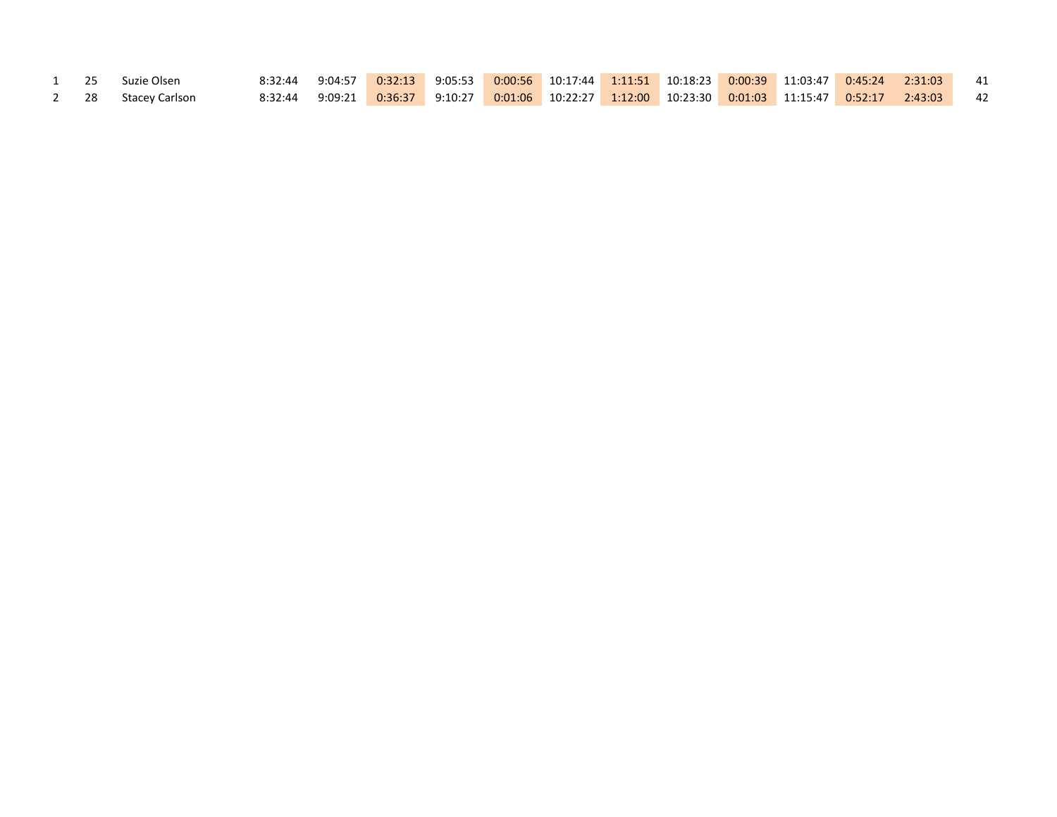| | | | | | | | | | | | | | | |
|---|---|---|---|---|---|---|---|---|---|---|---|---|---|---|
| 1 | 25 | Suzie Olsen | 8:32:44 | 9:04:57 | 0:32:13 | 9:05:53 | 0:00:56 | 10:17:44 | 1:11:51 | 10:18:23 | 0:00:39 | 11:03:47 | 0:45:24 | 2:31:03 | 41 |
| 2 | 28 | Stacey Carlson | 8:32:44 | 9:09:21 | 0:36:37 | 9:10:27 | 0:01:06 | 10:22:27 | 1:12:00 | 10:23:30 | 0:01:03 | 11:15:47 | 0:52:17 | 2:43:03 | 42 |